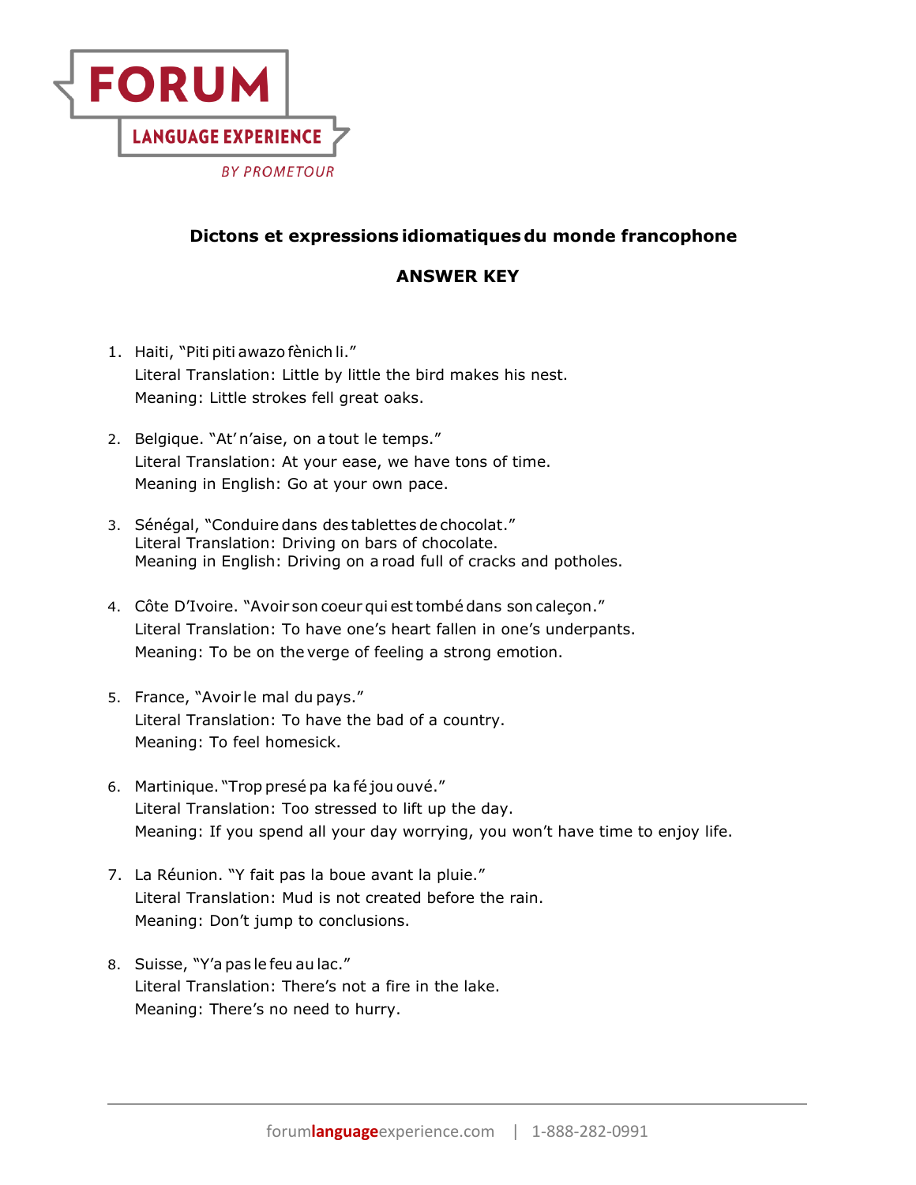FORUM

LANGUAGE EXPERIENCE

BY PROMETOUR

### Dictons et expressions idiomatiques du monde francophone

### ANSWER KEY

1. Haiti, "Piti piti awazo fènich li."
   Literal Translation: Little by little the bird makes his nest.
   Meaning: Little strokes fell great oaks.

2. Belgique. "At' n'aise, on a tout le temps."
   Literal Translation: At your ease, we have tons of time.
   Meaning in English: Go at your own pace.

3. Sénégal, "Conduire dans des tablettes de chocolat."
   Literal Translation: Driving on bars of chocolate.
   Meaning in English: Driving on a road full of cracks and potholes.

4. Côte D'Ivoire. "Avoir son coeur qui est tombé dans son caleçon."
   Literal Translation: To have one's heart fallen in one's underpants.
   Meaning: To be on the verge of feeling a strong emotion.

5. France, "Avoir le mal du pays."
   Literal Translation: To have the bad of a country.
   Meaning: To feel homesick.

6. Martinique. "Trop presé pa ka fé jou ouvé."
   Literal Translation: Too stressed to lift up the day.
   Meaning: If you spend all your day worrying, you won't have time to enjoy life.

7. La Réunion. "Y fait pas la boue avant la pluie."
   Literal Translation: Mud is not created before the rain.
   Meaning: Don't jump to conclusions.

8. Suisse, "Y'a pas le feu au lac."
   Literal Translation: There's not a fire in the lake.
   Meaning: There's no need to hurry.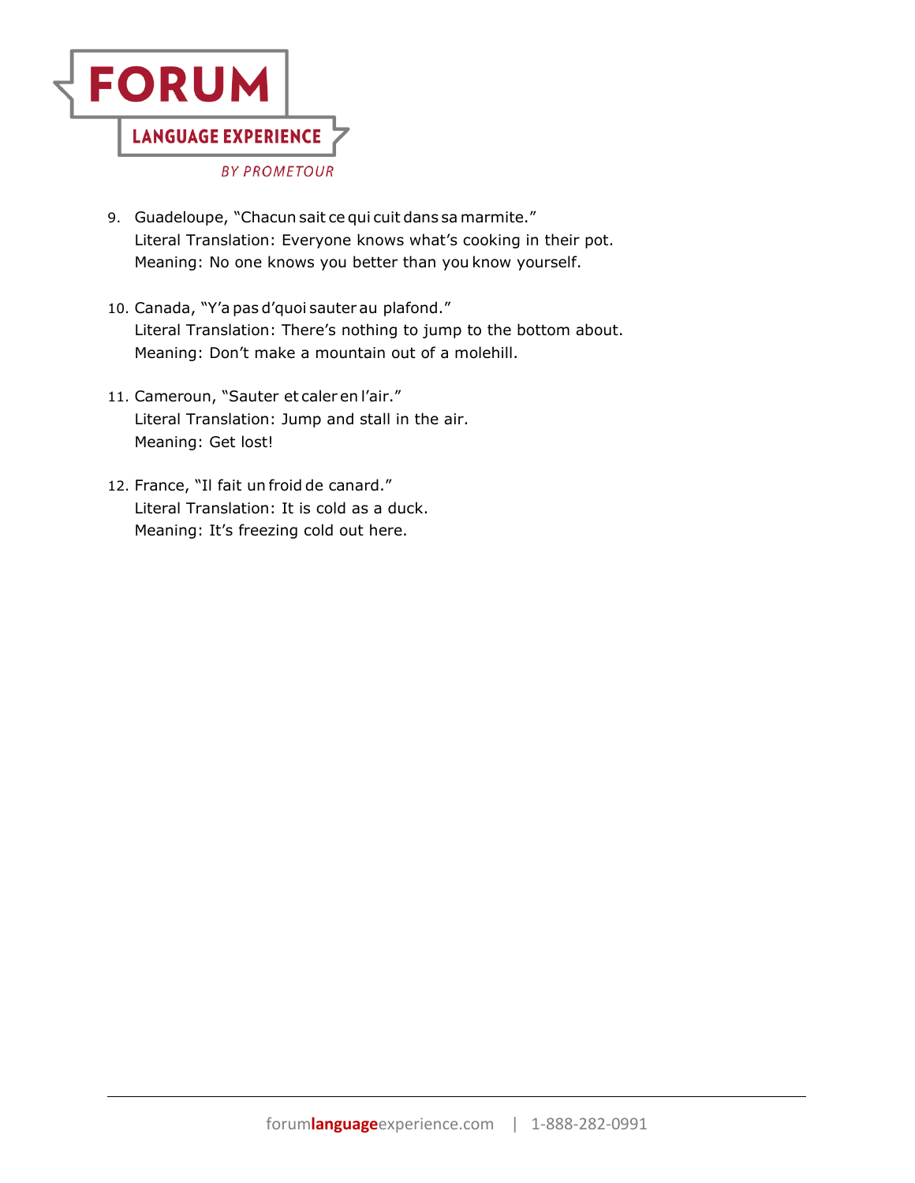9. Guadeloupe, “Chacun sait ce qui cuit dans sa marmite.”
   Literal Translation: Everyone knows what’s cooking in their pot.
   Meaning: No one knows you better than you know yourself.

10. Canada, “Y’a pas d’quoi sauter au plafond.”
    Literal Translation: There’s nothing to jump to the bottom about.
    Meaning: Don’t make a mountain out of a molehill.

11. Cameroun, “Sauter et caler en l’air.”
    Literal Translation: Jump and stall in the air.
    Meaning: Get lost!

12. France, “Il fait un froid de canard.”
    Literal Translation: It is cold as a duck.
    Meaning: It’s freezing cold out here.